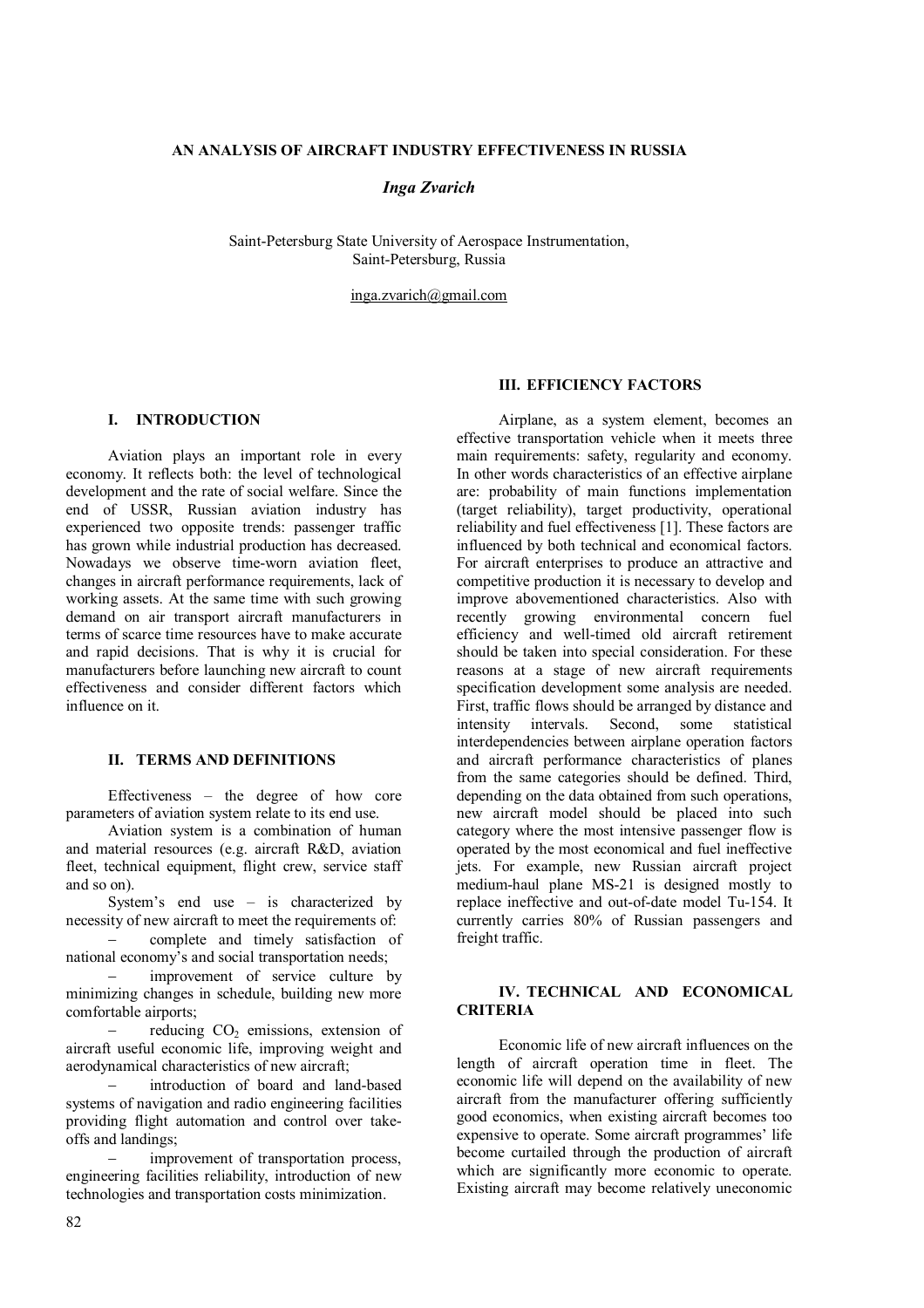# AN ANALYSIS OF AIRCRAFT INDUSTRY EFFECTIVENESS IN RUSSIA

***Inga Zvarich***

Saint-Petersburg State University of Aerospace Instrumentation,
Saint-Petersburg, Russia

inga.zvarich@gmail.com

## I. INTRODUCTION

Aviation plays an important role in every economy. It reflects both: the level of technological development and the rate of social welfare. Since the end of USSR, Russian aviation industry has experienced two opposite trends: passenger traffic has grown while industrial production has decreased. Nowadays we observe time-worn aviation fleet, changes in aircraft performance requirements, lack of working assets. At the same time with such growing demand on air transport aircraft manufacturers in terms of scarce time resources have to make accurate and rapid decisions. That is why it is crucial for manufacturers before launching new aircraft to count effectiveness and consider different factors which influence on it.

## II. TERMS AND DEFINITIONS

Effectiveness – the degree of how core parameters of aviation system relate to its end use.

Aviation system is a combination of human and material resources (e.g. aircraft R&D, aviation fleet, technical equipment, flight crew, service staff and so on).

System's end use – is characterized by necessity of new aircraft to meet the requirements of:

- complete and timely satisfaction of national economy's and social transportation needs;
- improvement of service culture by minimizing changes in schedule, building new more comfortable airports;
- reducing $CO_2$ emissions, extension of aircraft useful economic life, improving weight and aerodynamical characteristics of new aircraft;
- introduction of board and land-based systems of navigation and radio engineering facilities providing flight automation and control over take-offs and landings;
- improvement of transportation process, engineering facilities reliability, introduction of new technologies and transportation costs minimization.

## III. EFFICIENCY FACTORS

Airplane, as a system element, becomes an effective transportation vehicle when it meets three main requirements: safety, regularity and economy. In other words characteristics of an effective airplane are: probability of main functions implementation (target reliability), target productivity, operational reliability and fuel effectiveness [1]. These factors are influenced by both technical and economical factors. For aircraft enterprises to produce an attractive and competitive production it is necessary to develop and improve abovementioned characteristics. Also with recently growing environmental concern fuel efficiency and well-timed old aircraft retirement should be taken into special consideration. For these reasons at a stage of new aircraft requirements specification development some analysis are needed. First, traffic flows should be arranged by distance and intensity intervals. Second, some statistical interdependencies between airplane operation factors and aircraft performance characteristics of planes from the same categories should be defined. Third, depending on the data obtained from such operations, new aircraft model should be placed into such category where the most intensive passenger flow is operated by the most economical and fuel ineffective jets. For example, new Russian aircraft project medium-haul plane MS-21 is designed mostly to replace ineffective and out-of-date model Tu-154. It currently carries 80% of Russian passengers and freight traffic.

## IV. TECHNICAL AND ECONOMICAL CRITERIA

Economic life of new aircraft influences on the length of aircraft operation time in fleet. The economic life will depend on the availability of new aircraft from the manufacturer offering sufficiently good economics, when existing aircraft becomes too expensive to operate. Some aircraft programmes' life become curtailed through the production of aircraft which are significantly more economic to operate. Existing aircraft may become relatively uneconomic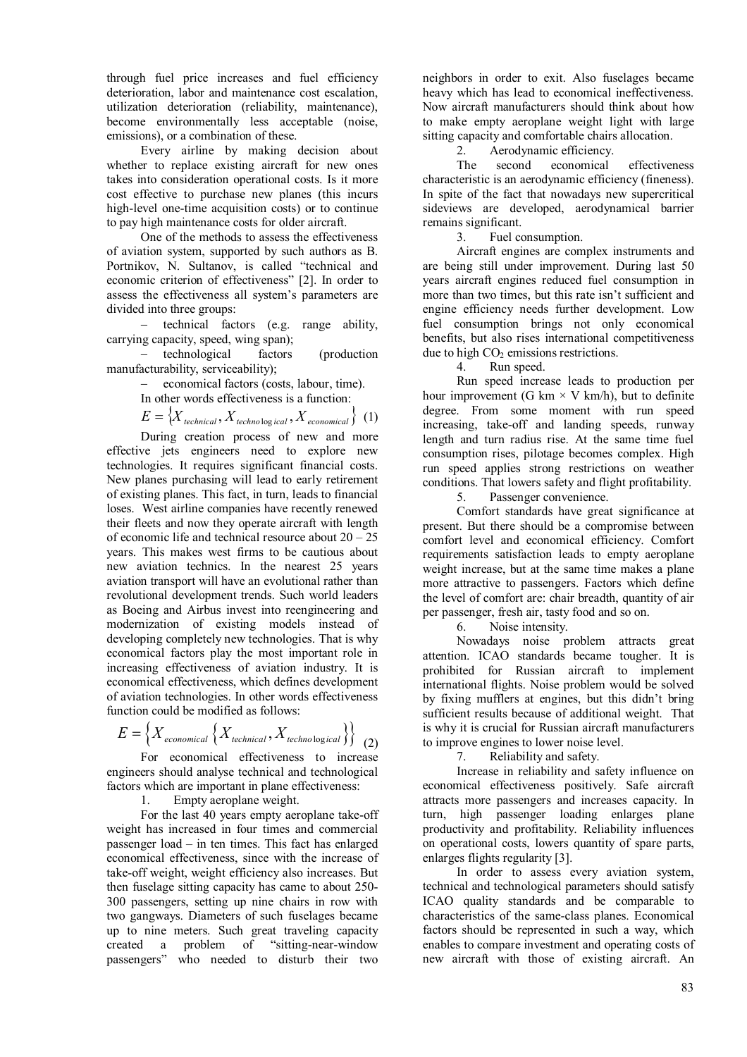through fuel price increases and fuel efficiency deterioration, labor and maintenance cost escalation, utilization deterioration (reliability, maintenance), become environmentally less acceptable (noise, emissions), or a combination of these.

Every airline by making decision about whether to replace existing aircraft for new ones takes into consideration operational costs. Is it more cost effective to purchase new planes (this incurs high-level one-time acquisition costs) or to continue to pay high maintenance costs for older aircraft.

One of the methods to assess the effectiveness of aviation system, supported by such authors as B. Portnikov, N. Sultanov, is called "technical and economic criterion of effectiveness" [2]. In order to assess the effectiveness all system's parameters are divided into three groups:

- technical factors (e.g. range ability, carrying capacity, speed, wing span);
- technological factors (production manufacturability, serviceability);
- economical factors (costs, labour, time).

In other words effectiveness is a function:

$$E = \{X_{technical}, X_{technological}, X_{economical}\} \quad (1)$$

During creation process of new and more effective jets engineers need to explore new technologies. It requires significant financial costs. New planes purchasing will lead to early retirement of existing planes. This fact, in turn, leads to financial loses. West airline companies have recently renewed their fleets and now they operate aircraft with length of economic life and technical resource about 20 – 25 years. This makes west firms to be cautious about new aviation technics. In the nearest 25 years aviation transport will have an evolutional rather than revolutional development trends. Such world leaders as Boeing and Airbus invest into reengineering and modernization of existing models instead of developing completely new technologies. That is why economical factors play the most important role in increasing effectiveness of aviation industry. It is economical effectiveness, which defines development of aviation technologies. In other words effectiveness function could be modified as follows:

$$E = \left\{X_{economical}\left\{X_{technical}, X_{technological}\right\}\right\} \quad (2)$$

For economical effectiveness to increase engineers should analyse technical and technological factors which are important in plane effectiveness:

1. Empty aeroplane weight.

For the last 40 years empty aeroplane take-off weight has increased in four times and commercial passenger load – in ten times. This fact has enlarged economical effectiveness, since with the increase of take-off weight, weight efficiency also increases. But then fuselage sitting capacity has came to about 250-300 passengers, setting up nine chairs in row with two gangways. Diameters of such fuselages became up to nine meters. Such great traveling capacity created a problem of "sitting-near-window passengers" who needed to disturb their two neighbors in order to exit. Also fuselages became heavy which has lead to economical ineffectiveness. Now aircraft manufacturers should think about how to make empty aeroplane weight light with large sitting capacity and comfortable chairs allocation.

2. Aerodynamic efficiency.

The second economical effectiveness characteristic is an aerodynamic efficiency (fineness). In spite of the fact that nowadays new supercritical sideviews are developed, aerodynamical barrier remains significant.

3. Fuel consumption.

Aircraft engines are complex instruments and are being still under improvement. During last 50 years aircraft engines reduced fuel consumption in more than two times, but this rate isn't sufficient and engine efficiency needs further development. Low fuel consumption brings not only economical benefits, but also rises international competitiveness due to high $CO_2$ emissions restrictions.

4. Run speed.

Run speed increase leads to production per hour improvement (G km × V km/h), but to definite degree. From some moment with run speed increasing, take-off and landing speeds, runway length and turn radius rise. At the same time fuel consumption rises, pilotage becomes complex. High run speed applies strong restrictions on weather conditions. That lowers safety and flight profitability.

5. Passenger convenience.

Comfort standards have great significance at present. But there should be a compromise between comfort level and economical efficiency. Comfort requirements satisfaction leads to empty aeroplane weight increase, but at the same time makes a plane more attractive to passengers. Factors which define the level of comfort are: chair breadth, quantity of air per passenger, fresh air, tasty food and so on.

6. Noise intensity.

Nowadays noise problem attracts great attention. ICAO standards became tougher. It is prohibited for Russian aircraft to implement international flights. Noise problem would be solved by fixing mufflers at engines, but this didn't bring sufficient results because of additional weight. That is why it is crucial for Russian aircraft manufacturers to improve engines to lower noise level.

7. Reliability and safety.

Increase in reliability and safety influence on economical effectiveness positively. Safe aircraft attracts more passengers and increases capacity. In turn, high passenger loading enlarges plane productivity and profitability. Reliability influences on operational costs, lowers quantity of spare parts, enlarges flights regularity [3].

In order to assess every aviation system, technical and technological parameters should satisfy ICAO quality standards and be comparable to characteristics of the same-class planes. Economical factors should be represented in such a way, which enables to compare investment and operating costs of new aircraft with those of existing aircraft. An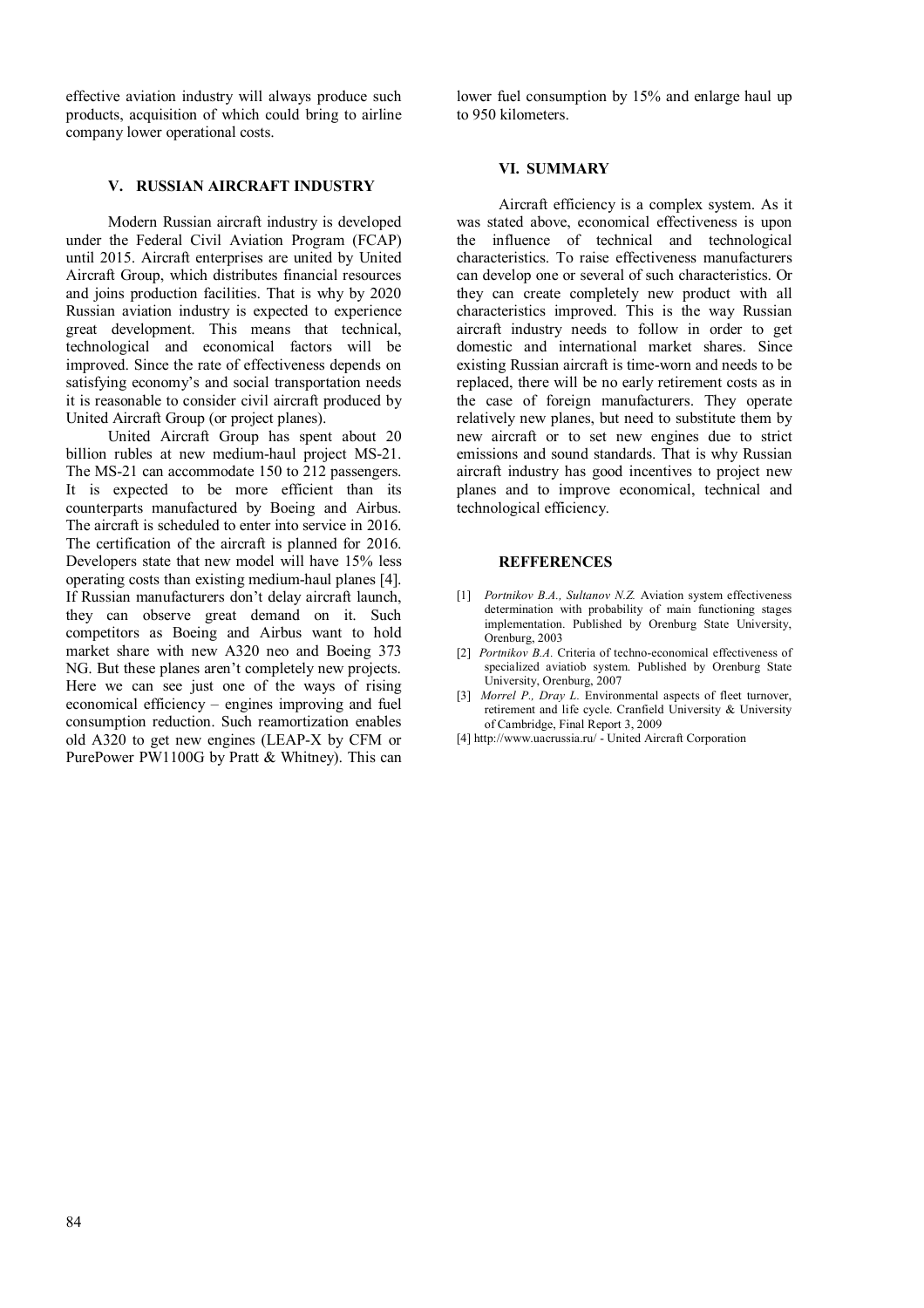effective aviation industry will always produce such products, acquisition of which could bring to airline company lower operational costs.

## V. RUSSIAN AIRCRAFT INDUSTRY

Modern Russian aircraft industry is developed under the Federal Civil Aviation Program (FCAP) until 2015. Aircraft enterprises are united by United Aircraft Group, which distributes financial resources and joins production facilities. That is why by 2020 Russian aviation industry is expected to experience great development. This means that technical, technological and economical factors will be improved. Since the rate of effectiveness depends on satisfying economy's and social transportation needs it is reasonable to consider civil aircraft produced by United Aircraft Group (or project planes).

United Aircraft Group has spent about 20 billion rubles at new medium-haul project MS-21. The MS-21 can accommodate 150 to 212 passengers. It is expected to be more efficient than its counterparts manufactured by Boeing and Airbus. The aircraft is scheduled to enter into service in 2016. The certification of the aircraft is planned for 2016. Developers state that new model will have 15% less operating costs than existing medium-haul planes [4]. If Russian manufacturers don't delay aircraft launch, they can observe great demand on it. Such competitors as Boeing and Airbus want to hold market share with new A320 neo and Boeing 373 NG. But these planes aren't completely new projects. Here we can see just one of the ways of rising economical efficiency – engines improving and fuel consumption reduction. Such reamortization enables old A320 to get new engines (LEAP-X by CFM or PurePower PW1100G by Pratt & Whitney). This can lower fuel consumption by 15% and enlarge haul up to 950 kilometers.

## VI. SUMMARY

Aircraft efficiency is a complex system. As it was stated above, economical effectiveness is upon the influence of technical and technological characteristics. To raise effectiveness manufacturers can develop one or several of such characteristics. Or they can create completely new product with all characteristics improved. This is the way Russian aircraft industry needs to follow in order to get domestic and international market shares. Since existing Russian aircraft is time-worn and needs to be replaced, there will be no early retirement costs as in the case of foreign manufacturers. They operate relatively new planes, but need to substitute them by new aircraft or to set new engines due to strict emissions and sound standards. That is why Russian aircraft industry has good incentives to project new planes and to improve economical, technical and technological efficiency.

## REFFERENCES

[1] *Portnikov B.A., Sultanov N.Z.* Aviation system effectiveness determination with probability of main functioning stages implementation. Published by Orenburg State University, Orenburg, 2003

[2] *Portnikov B.A.* Criteria of techno-economical effectiveness of specialized aviatiob system. Published by Orenburg State University, Orenburg, 2007

[3] *Morrel P., Dray L.* Environmental aspects of fleet turnover, retirement and life cycle. Cranfield University & University of Cambridge, Final Report 3, 2009

[4] http://www.uacrussia.ru/ - United Aircraft Corporation